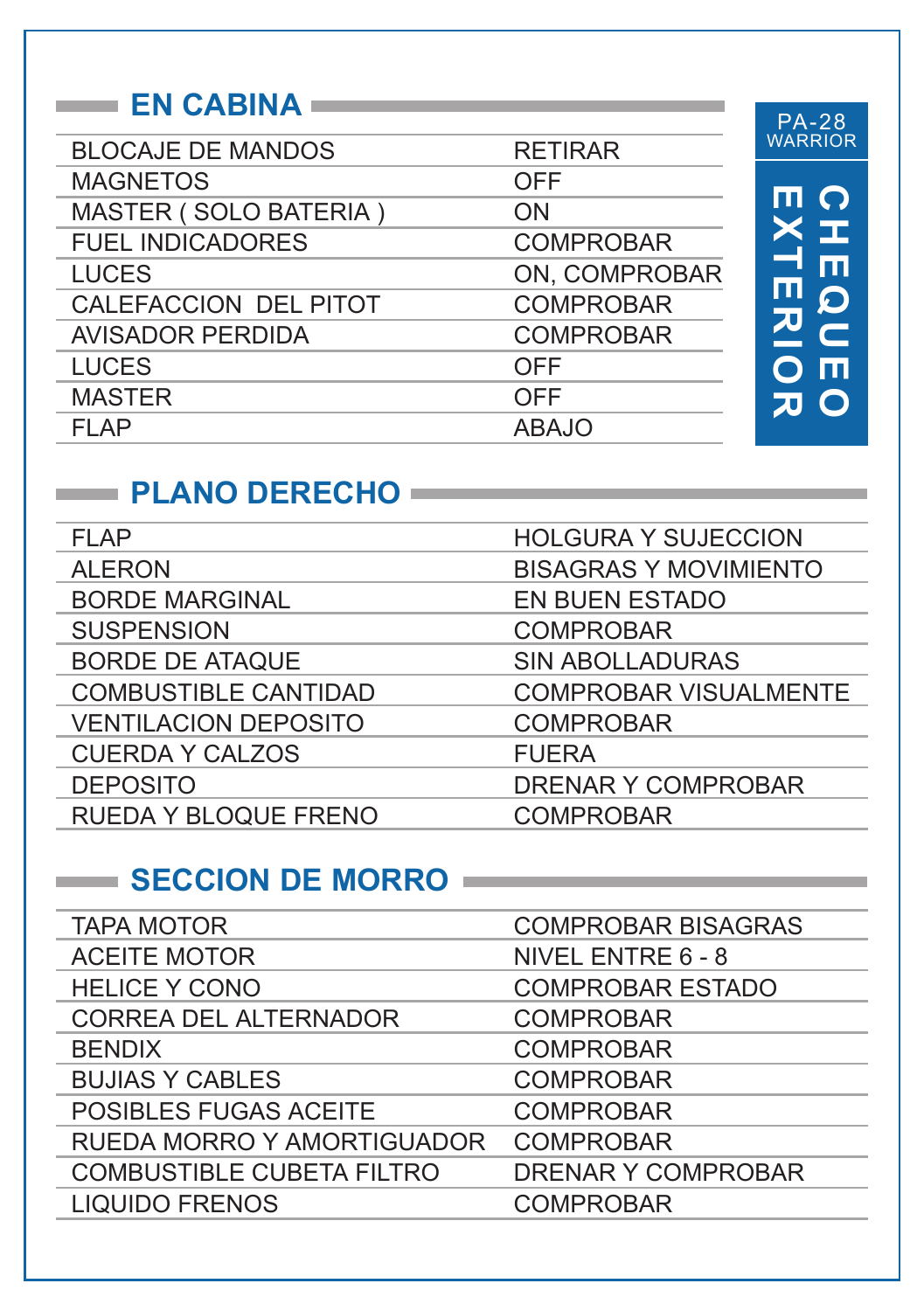PA-28 WARRIOR

# CHEQUEO EXTERIOR

## EN CABINA

| | |
|---|---|
| BLOCAJE DE MANDOS | RETIRAR |
| MAGNETOS | OFF |
| MASTER ( SOLO BATERIA ) | ON |
| FUEL INDICADORES | COMPROBAR |
| LUCES | ON, COMPROBAR |
| CALEFACCION DEL PITOT | COMPROBAR |
| AVISADOR PERDIDA | COMPROBAR |
| LUCES | OFF |
| MASTER | OFF |
| FLAP | ABAJO |

## PLANO DERECHO

| | |
|---|---|
| FLAP | HOLGURA Y SUJECCION |
| ALERON | BISAGRAS Y MOVIMIENTO |
| BORDE MARGINAL | EN BUEN ESTADO |
| SUSPENSION | COMPROBAR |
| BORDE DE ATAQUE | SIN ABOLLADURAS |
| COMBUSTIBLE CANTIDAD | COMPROBAR VISUALMENTE |
| VENTILACION DEPOSITO | COMPROBAR |
| CUERDA Y CALZOS | FUERA |
| DEPOSITO | DRENAR Y COMPROBAR |
| RUEDA Y BLOQUE FRENO | COMPROBAR |

## SECCION DE MORRO

| | |
|---|---|
| TAPA MOTOR | COMPROBAR BISAGRAS |
| ACEITE MOTOR | NIVEL ENTRE 6 - 8 |
| HELICE Y CONO | COMPROBAR ESTADO |
| CORREA DEL ALTERNADOR | COMPROBAR |
| BENDIX | COMPROBAR |
| BUJIAS Y CABLES | COMPROBAR |
| POSIBLES FUGAS ACEITE | COMPROBAR |
| RUEDA MORRO Y AMORTIGUADOR | COMPROBAR |
| COMBUSTIBLE CUBETA FILTRO | DRENAR Y COMPROBAR |
| LIQUIDO FRENOS | COMPROBAR |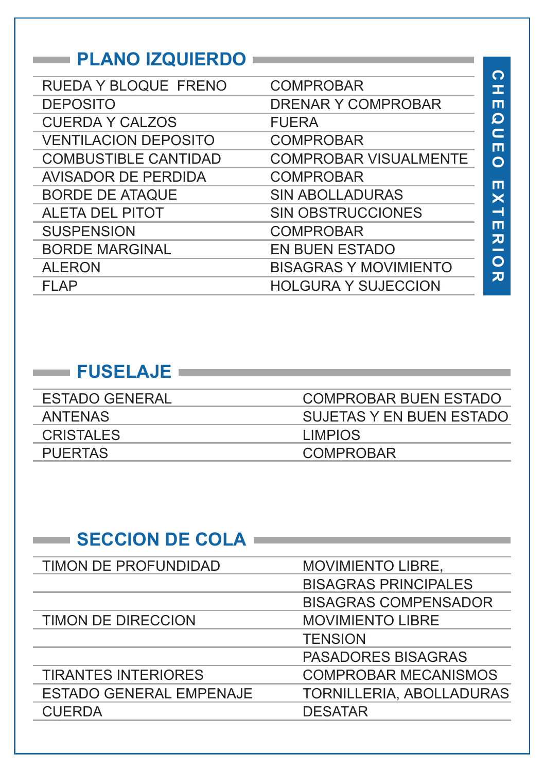## PLANO IZQUIERDO

| | |
|---|---|
| RUEDA Y BLOQUE FRENO | COMPROBAR |
| DEPOSITO | DRENAR Y COMPROBAR |
| CUERDA Y CALZOS | FUERA |
| VENTILACION DEPOSITO | COMPROBAR |
| COMBUSTIBLE CANTIDAD | COMPROBAR VISUALMENTE |
| AVISADOR DE PERDIDA | COMPROBAR |
| BORDE DE ATAQUE | SIN ABOLLADURAS |
| ALETA DEL PITOT | SIN OBSTRUCCIONES |
| SUSPENSION | COMPROBAR |
| BORDE MARGINAL | EN BUEN ESTADO |
| ALERON | BISAGRAS Y MOVIMIENTO |
| FLAP | HOLGURA Y SUJECCION |

CHEQUEO EXTERIOR

## FUSELAJE

| | |
|---|---|
| ESTADO GENERAL | COMPROBAR BUEN ESTADO |
| ANTENAS | SUJETAS Y EN BUEN ESTADO |
| CRISTALES | LIMPIOS |
| PUERTAS | COMPROBAR |

## SECCION DE COLA

| | |
|---|---|
| TIMON DE PROFUNDIDAD | MOVIMIENTO LIBRE, |
| | BISAGRAS PRINCIPALES |
| | BISAGRAS COMPENSADOR |
| TIMON DE DIRECCION | MOVIMIENTO LIBRE |
| | TENSION |
| | PASADORES BISAGRAS |
| TIRANTES INTERIORES | COMPROBAR MECANISMOS |
| ESTADO GENERAL EMPENAJE | TORNILLERIA, ABOLLADURAS |
| CUERDA | DESATAR |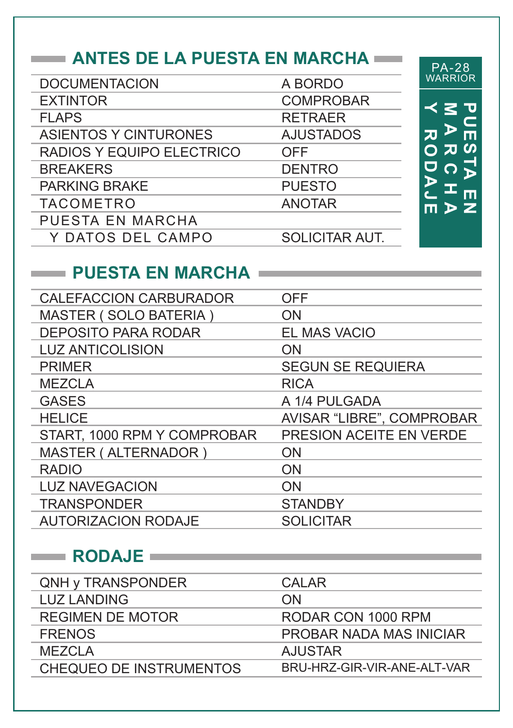PA-28 WARRIOR

**PUESTA EN MARCHA Y RODAJE**

## ANTES DE LA PUESTA EN MARCHA

| | |
|---|---|
| DOCUMENTACION | A BORDO |
| EXTINTOR | COMPROBAR |
| FLAPS | RETRAER |
| ASIENTOS Y CINTURONES | AJUSTADOS |
| RADIOS Y EQUIPO ELECTRICO | OFF |
| BREAKERS | DENTRO |
| PARKING BRAKE | PUESTO |
| TACOMETRO | ANOTAR |
| PUESTA EN MARCHA Y DATOS DEL CAMPO | SOLICITAR AUT. |

## PUESTA EN MARCHA

| | |
|---|---|
| CALEFACCION CARBURADOR | OFF |
| MASTER ( SOLO BATERIA ) | ON |
| DEPOSITO PARA RODAR | EL MAS VACIO |
| LUZ ANTICOLISION | ON |
| PRIMER | SEGUN SE REQUIERA |
| MEZCLA | RICA |
| GASES | A 1/4 PULGADA |
| HELICE | AVISAR “LIBRE”, COMPROBAR |
| START, 1000 RPM Y COMPROBAR | PRESION ACEITE EN VERDE |
| MASTER ( ALTERNADOR ) | ON |
| RADIO | ON |
| LUZ NAVEGACION | ON |
| TRANSPONDER | STANDBY |
| AUTORIZACION RODAJE | SOLICITAR |

## RODAJE

| | |
|---|---|
| QNH y TRANSPONDER | CALAR |
| LUZ LANDING | ON |
| REGIMEN DE MOTOR | RODAR CON 1000 RPM |
| FRENOS | PROBAR NADA MAS INICIAR |
| MEZCLA | AJUSTAR |
| CHEQUEO DE INSTRUMENTOS | BRU-HRZ-GIR-VIR-ANE-ALT-VAR |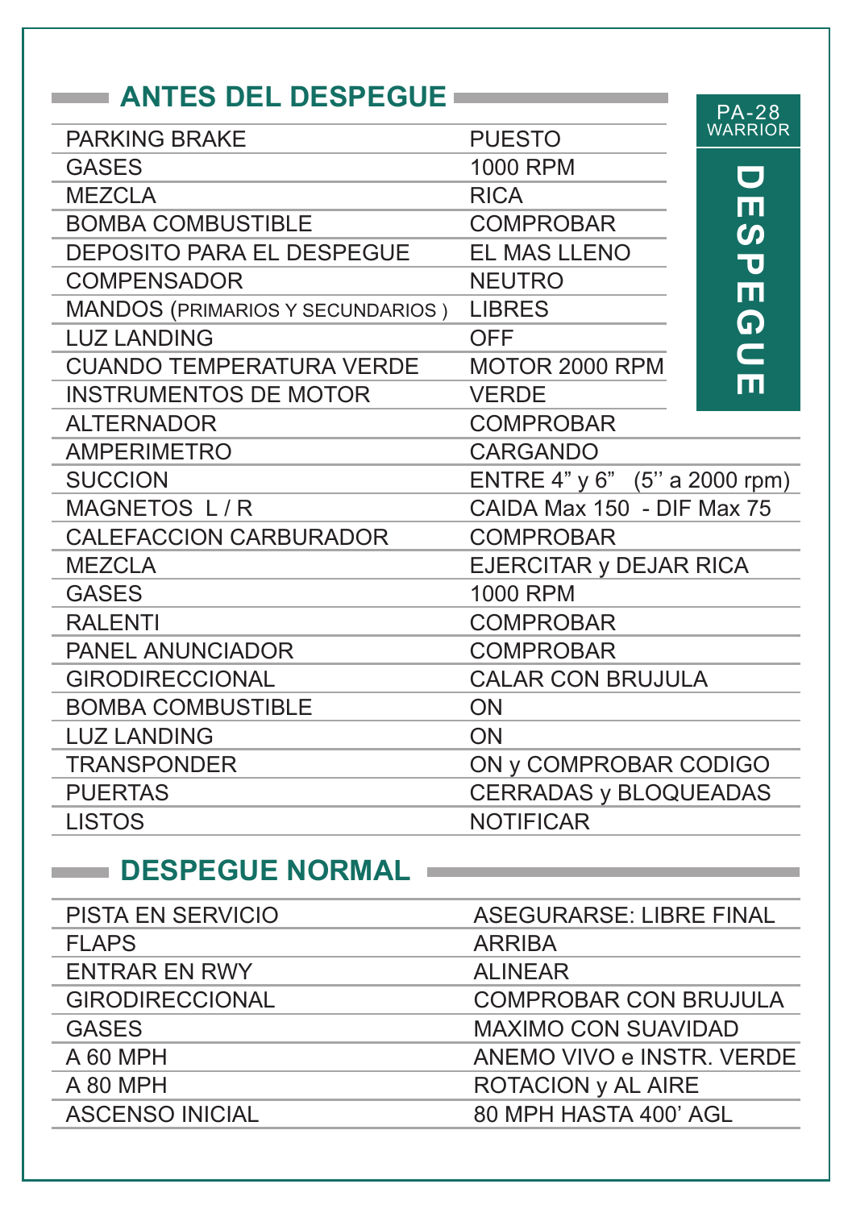PA-28 WARRIOR

DESPEGUE

## ANTES DEL DESPEGUE

| | |
|---|---|
| PARKING BRAKE | PUESTO |
| GASES | 1000 RPM |
| MEZCLA | RICA |
| BOMBA COMBUSTIBLE | COMPROBAR |
| DEPOSITO PARA EL DESPEGUE | EL MAS LLENO |
| COMPENSADOR | NEUTRO |
| MANDOS (PRIMARIOS Y SECUNDARIOS ) | LIBRES |
| LUZ LANDING | OFF |
| CUANDO TEMPERATURA VERDE | MOTOR 2000 RPM |
| INSTRUMENTOS DE MOTOR | VERDE |
| ALTERNADOR | COMPROBAR |
| AMPERIMETRO | CARGANDO |
| SUCCION | ENTRE 4" y 6" (5'' a 2000 rpm) |
| MAGNETOS L / R | CAIDA Max 150 - DIF Max 75 |
| CALEFACCION CARBURADOR | COMPROBAR |
| MEZCLA | EJERCITAR y DEJAR RICA |
| GASES | 1000 RPM |
| RALENTI | COMPROBAR |
| PANEL ANUNCIADOR | COMPROBAR |
| GIRODIRECCIONAL | CALAR CON BRUJULA |
| BOMBA COMBUSTIBLE | ON |
| LUZ LANDING | ON |
| TRANSPONDER | ON y COMPROBAR CODIGO |
| PUERTAS | CERRADAS y BLOQUEADAS |
| LISTOS | NOTIFICAR |

## DESPEGUE NORMAL

| | |
|---|---|
| PISTA EN SERVICIO | ASEGURARSE: LIBRE FINAL |
| FLAPS | ARRIBA |
| ENTRAR EN RWY | ALINEAR |
| GIRODIRECCIONAL | COMPROBAR CON BRUJULA |
| GASES | MAXIMO CON SUAVIDAD |
| A 60 MPH | ANEMO VIVO e INSTR. VERDE |
| A 80 MPH | ROTACION y AL AIRE |
| ASCENSO INICIAL | 80 MPH HASTA 400' AGL |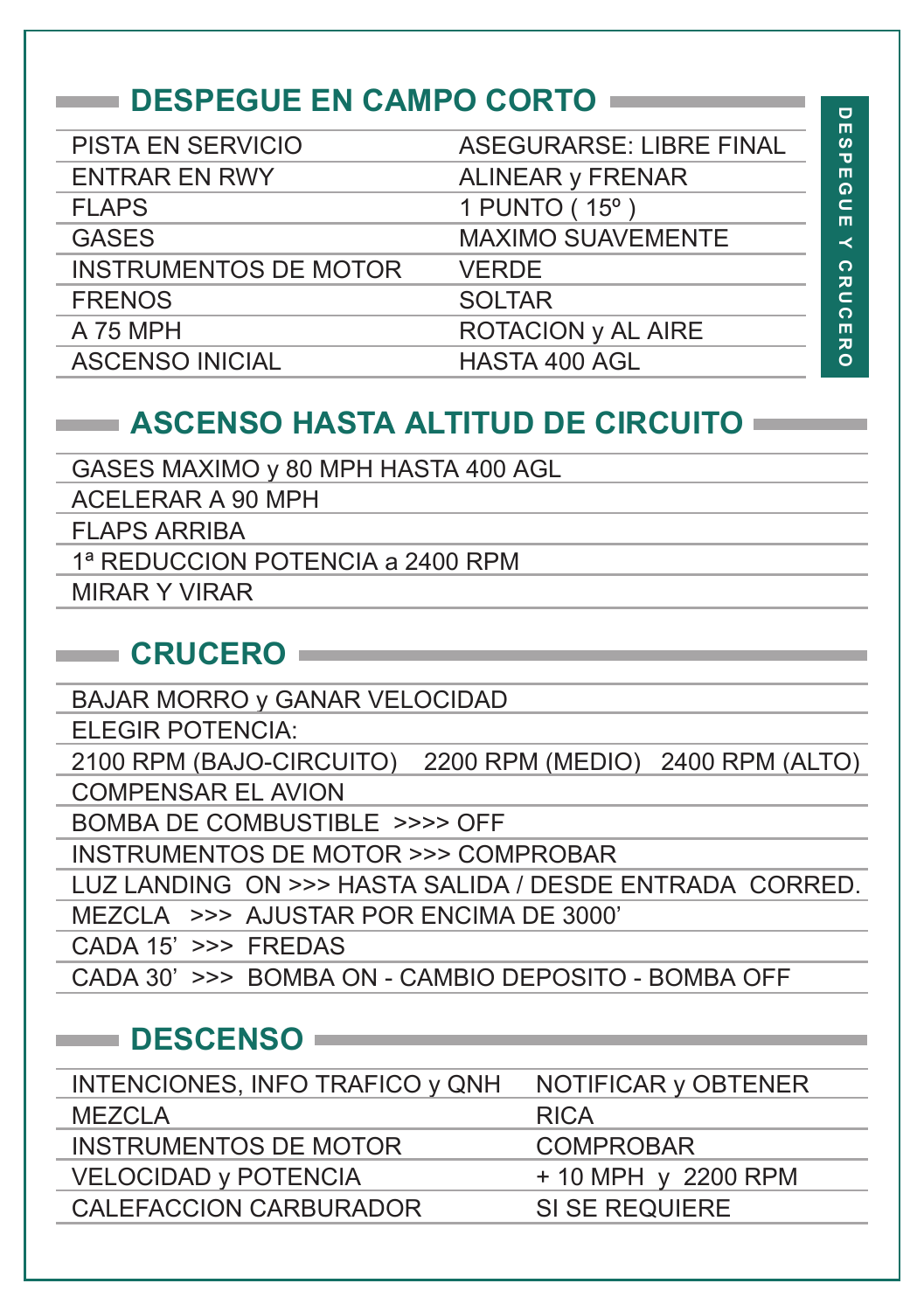## DESPEGUE EN CAMPO CORTO

| | |
|---|---|
| PISTA EN SERVICIO | ASEGURARSE: LIBRE FINAL |
| ENTRAR EN RWY | ALINEAR y FRENAR |
| FLAPS | 1 PUNTO ( 15º ) |
| GASES | MAXIMO SUAVEMENTE |
| INSTRUMENTOS DE MOTOR | VERDE |
| FRENOS | SOLTAR |
| A 75 MPH | ROTACION y AL AIRE |
| ASCENSO INICIAL | HASTA 400 AGL |

DESPEGUE Y CRUCERO

## ASCENSO HASTA ALTITUD DE CIRCUITO

- GASES MAXIMO y 80 MPH HASTA 400 AGL
- ACELERAR A 90 MPH
- FLAPS ARRIBA
- 1ª REDUCCION POTENCIA a 2400 RPM
- MIRAR Y VIRAR

## CRUCERO

- BAJAR MORRO y GANAR VELOCIDAD
- ELEGIR POTENCIA:
- 2100 RPM (BAJO-CIRCUITO)   2200 RPM (MEDIO)   2400 RPM (ALTO)
- COMPENSAR EL AVION
- BOMBA DE COMBUSTIBLE >>>> OFF
- INSTRUMENTOS DE MOTOR >>> COMPROBAR
- LUZ LANDING ON >>> HASTA SALIDA / DESDE ENTRADA CORRED.
- MEZCLA >>> AJUSTAR POR ENCIMA DE 3000’
- CADA 15’ >>> FREDAS
- CADA 30’ >>> BOMBA ON - CAMBIO DEPOSITO - BOMBA OFF

## DESCENSO

| | |
|---|---|
| INTENCIONES, INFO TRAFICO y QNH | NOTIFICAR y OBTENER |
| MEZCLA | RICA |
| INSTRUMENTOS DE MOTOR | COMPROBAR |
| VELOCIDAD y POTENCIA | + 10 MPH y 2200 RPM |
| CALEFACCION CARBURADOR | SI SE REQUIERE |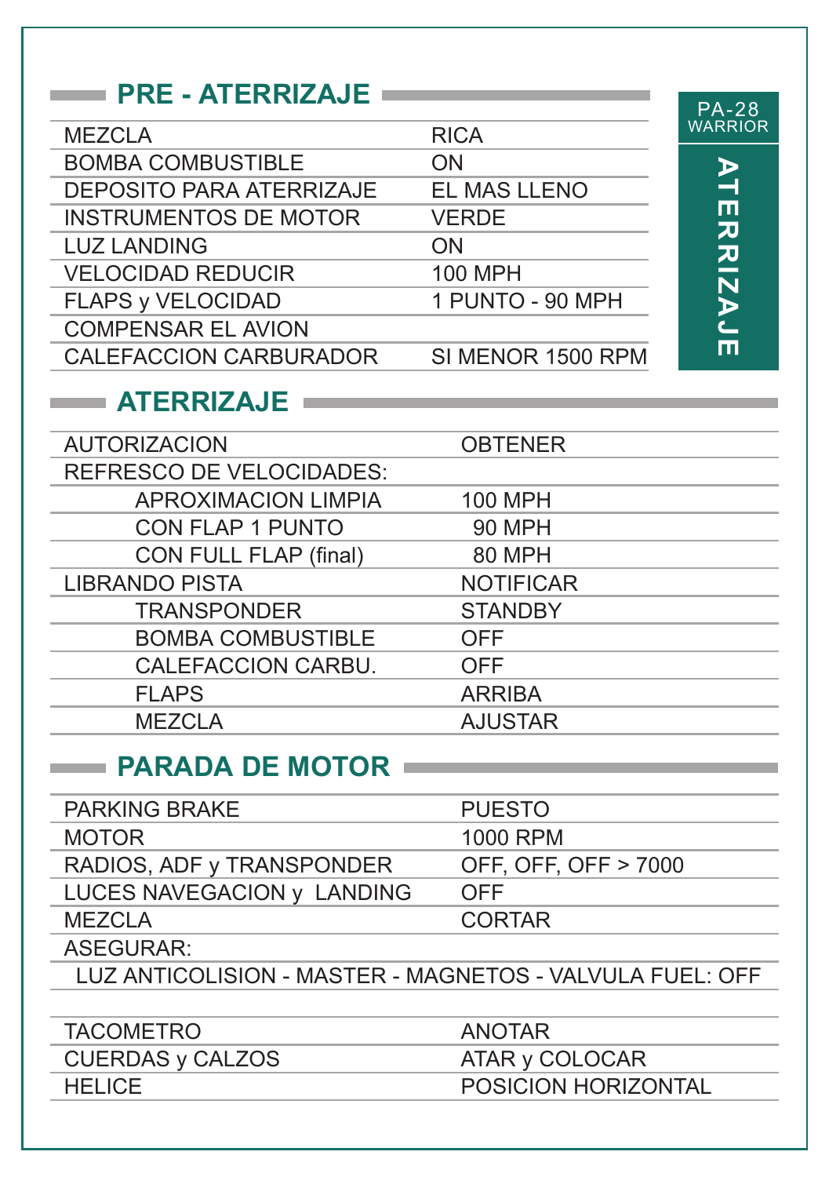PA-28
WARRIOR

ATERRIZAJE

## PRE - ATERRIZAJE

| | |
|---|---|
| MEZCLA | RICA |
| BOMBA COMBUSTIBLE | ON |
| DEPOSITO PARA ATERRIZAJE | EL MAS LLENO |
| INSTRUMENTOS DE MOTOR | VERDE |
| LUZ LANDING | ON |
| VELOCIDAD REDUCIR | 100 MPH |
| FLAPS y VELOCIDAD | 1 PUNTO - 90 MPH |
| COMPENSAR EL AVION | |
| CALEFACCION CARBURADOR | SI MENOR 1500 RPM |

## ATERRIZAJE

| | |
|---|---|
| AUTORIZACION | OBTENER |
| REFRESCO DE VELOCIDADES: | |
| APROXIMACION LIMPIA | 100 MPH |
| CON FLAP 1 PUNTO | 90 MPH |
| CON FULL FLAP (final) | 80 MPH |
| LIBRANDO PISTA | NOTIFICAR |
| TRANSPONDER | STANDBY |
| BOMBA COMBUSTIBLE | OFF |
| CALEFACCION CARBU. | OFF |
| FLAPS | ARRIBA |
| MEZCLA | AJUSTAR |

## PARADA DE MOTOR

| | |
|---|---|
| PARKING BRAKE | PUESTO |
| MOTOR | 1000 RPM |
| RADIOS, ADF y TRANSPONDER | OFF, OFF, OFF > 7000 |
| LUCES NAVEGACION y LANDING | OFF |
| MEZCLA | CORTAR |
| ASEGURAR: | |

LUZ ANTICOLISION - MASTER - MAGNETOS - VALVULA FUEL: OFF

| | |
|---|---|
| TACOMETRO | ANOTAR |
| CUERDAS y CALZOS | ATAR y COLOCAR |
| HELICE | POSICION HORIZONTAL |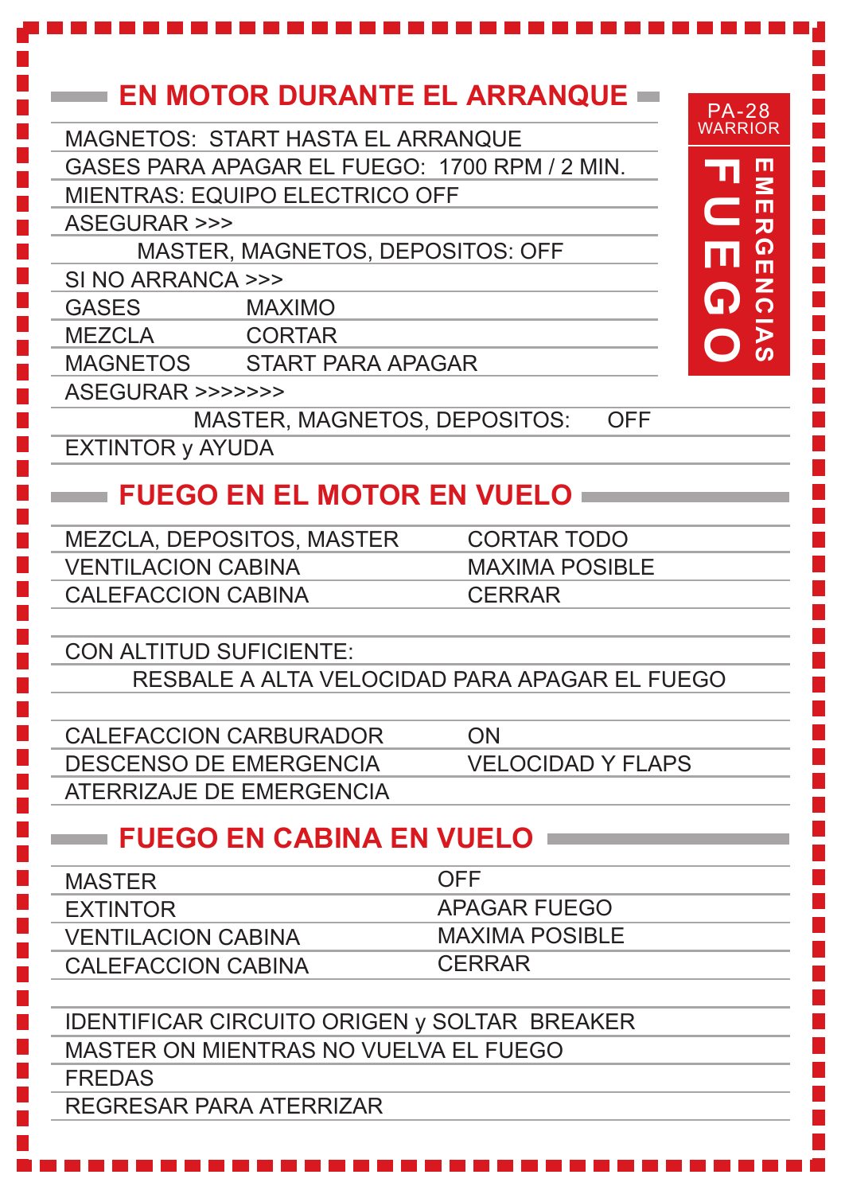PA-28 WARRIOR

**FUEGO** — EMERGENCIAS

## EN MOTOR DURANTE EL ARRANQUE

MAGNETOS: START HASTA EL ARRANQUE

GASES PARA APAGAR EL FUEGO: 1700 RPM / 2 MIN.

MIENTRAS: EQUIPO ELECTRICO OFF

ASEGURAR >>>

MASTER, MAGNETOS, DEPOSITOS: OFF

SI NO ARRANCA >>>

| | |
|---|---|
| GASES | MAXIMO |
| MEZCLA | CORTAR |
| MAGNETOS | START PARA APAGAR |

ASEGURAR >>>>>>>

MASTER, MAGNETOS, DEPOSITOS: OFF

EXTINTOR y AYUDA

## FUEGO EN EL MOTOR EN VUELO

| | |
|---|---|
| MEZCLA, DEPOSITOS, MASTER | CORTAR TODO |
| VENTILACION CABINA | MAXIMA POSIBLE |
| CALEFACCION CABINA | CERRAR |

CON ALTITUD SUFICIENTE:

RESBALE A ALTA VELOCIDAD PARA APAGAR EL FUEGO

| | |
|---|---|
| CALEFACCION CARBURADOR | ON |
| DESCENSO DE EMERGENCIA | VELOCIDAD Y FLAPS |
| ATERRIZAJE DE EMERGENCIA | |

## FUEGO EN CABINA EN VUELO

| | |
|---|---|
| MASTER | OFF |
| EXTINTOR | APAGAR FUEGO |
| VENTILACION CABINA | MAXIMA POSIBLE |
| CALEFACCION CABINA | CERRAR |

IDENTIFICAR CIRCUITO ORIGEN y SOLTAR BREAKER

MASTER ON MIENTRAS NO VUELVA EL FUEGO

FREDAS

REGRESAR PARA ATERRIZAR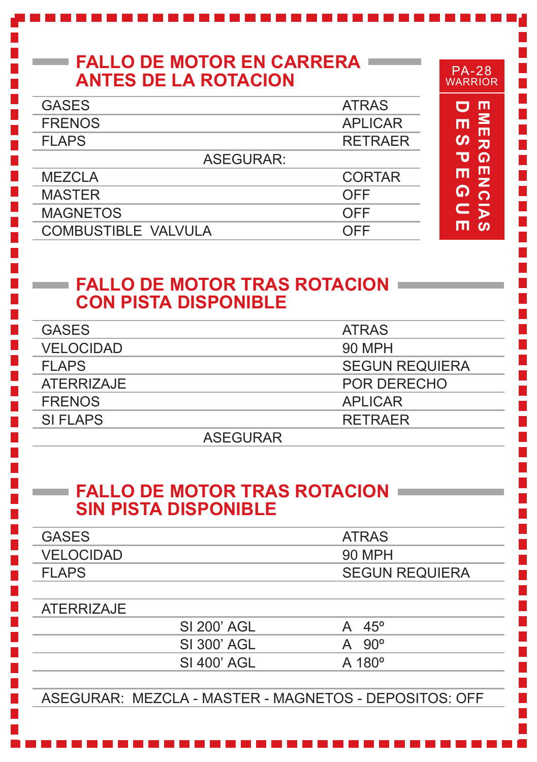PA-28 WARRIOR

**EMERGENCIAS DESPEGUE**

## FALLO DE MOTOR EN CARRERA ANTES DE LA ROTACION

| | |
|---|---|
| GASES | ATRAS |
| FRENOS | APLICAR |
| FLAPS | RETRAER |
| ASEGURAR: | |
| MEZCLA | CORTAR |
| MASTER | OFF |
| MAGNETOS | OFF |
| COMBUSTIBLE VALVULA | OFF |

## FALLO DE MOTOR TRAS ROTACION CON PISTA DISPONIBLE

| | |
|---|---|
| GASES | ATRAS |
| VELOCIDAD | 90 MPH |
| FLAPS | SEGUN REQUIERA |
| ATERRIZAJE | POR DERECHO |
| FRENOS | APLICAR |
| SI FLAPS | RETRAER |
| ASEGURAR | |

## FALLO DE MOTOR TRAS ROTACION SIN PISTA DISPONIBLE

| | |
|---|---|
| GASES | ATRAS |
| VELOCIDAD | 90 MPH |
| FLAPS | SEGUN REQUIERA |

ATERRIZAJE

| | |
|---|---|
| SI 200' AGL | A 45º |
| SI 300' AGL | A 90º |
| SI 400' AGL | A 180º |

ASEGURAR: MEZCLA - MASTER - MAGNETOS - DEPOSITOS: OFF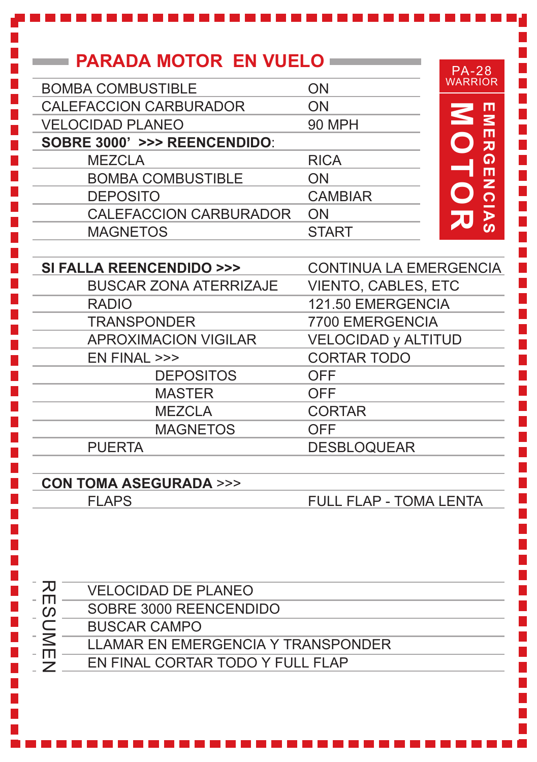## PARADA MOTOR EN VUELO

PA-28 WARRIOR

**MOTOR EMERGENCIAS**

| | |
|---|---|
| BOMBA COMBUSTIBLE | ON |
| CALEFACCION CARBURADOR | ON |
| VELOCIDAD PLANEO | 90 MPH |
| **SOBRE 3000' >>> REENCENDIDO**: | |
| MEZCLA | RICA |
| BOMBA COMBUSTIBLE | ON |
| DEPOSITO | CAMBIAR |
| CALEFACCION CARBURADOR | ON |
| MAGNETOS | START |

| | |
|---|---|
| **SI FALLA REENCENDIDO >>>** | CONTINUA LA EMERGENCIA |
| BUSCAR ZONA ATERRIZAJE | VIENTO, CABLES, ETC |
| RADIO | 121.50 EMERGENCIA |
| TRANSPONDER | 7700 EMERGENCIA |
| APROXIMACION VIGILAR | VELOCIDAD y ALTITUD |
| EN FINAL >>> | CORTAR TODO |
| DEPOSITOS | OFF |
| MASTER | OFF |
| MEZCLA | CORTAR |
| MAGNETOS | OFF |
| PUERTA | DESBLOQUEAR |

| | |
|---|---|
| **CON TOMA ASEGURADA** >>> | |
| FLAPS | FULL FLAP - TOMA LENTA |

**RESUMEN**

- VELOCIDAD DE PLANEO
- SOBRE 3000 REENCENDIDO
- BUSCAR CAMPO
- LLAMAR EN EMERGENCIA Y TRANSPONDER
- EN FINAL CORTAR TODO Y FULL FLAP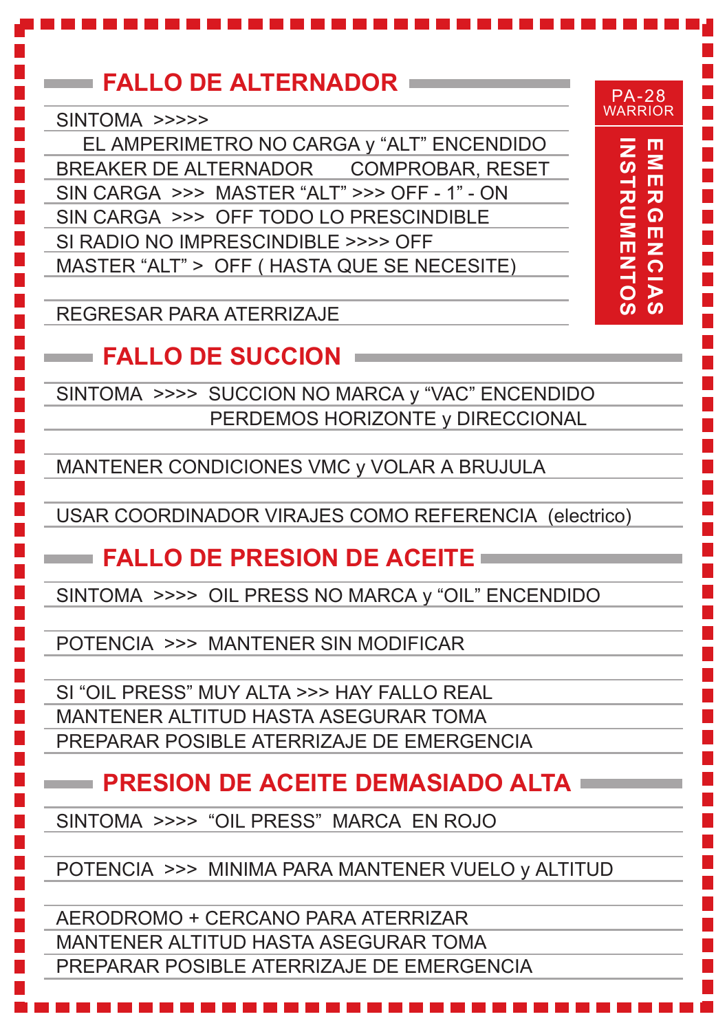PA-28 WARRIOR

EMERGENCIAS INSTRUMENTOS

## FALLO DE ALTERNADOR

SINTOMA >>>>>

EL AMPERIMETRO NO CARGA y “ALT” ENCENDIDO

BREAKER DE ALTERNADOR COMPROBAR, RESET

SIN CARGA >>> MASTER “ALT” >>> OFF - 1” - ON

SIN CARGA >>> OFF TODO LO PRESCINDIBLE

SI RADIO NO IMPRESCINDIBLE >>>> OFF

MASTER “ALT” > OFF ( HASTA QUE SE NECESITE)

REGRESAR PARA ATERRIZAJE

## FALLO DE SUCCION

SINTOMA >>>> SUCCION NO MARCA y “VAC” ENCENDIDO

PERDEMOS HORIZONTE y DIRECCIONAL

MANTENER CONDICIONES VMC y VOLAR A BRUJULA

USAR COORDINADOR VIRAJES COMO REFERENCIA (electrico)

## FALLO DE PRESION DE ACEITE

SINTOMA >>>> OIL PRESS NO MARCA y “OIL” ENCENDIDO

POTENCIA >>> MANTENER SIN MODIFICAR

SI “OIL PRESS” MUY ALTA >>> HAY FALLO REAL

MANTENER ALTITUD HASTA ASEGURAR TOMA

PREPARAR POSIBLE ATERRIZAJE DE EMERGENCIA

## PRESION DE ACEITE DEMASIADO ALTA

SINTOMA >>>> “OIL PRESS” MARCA EN ROJO

POTENCIA >>> MINIMA PARA MANTENER VUELO y ALTITUD

AERODROMO + CERCANO PARA ATERRIZAR

MANTENER ALTITUD HASTA ASEGURAR TOMA

PREPARAR POSIBLE ATERRIZAJE DE EMERGENCIA